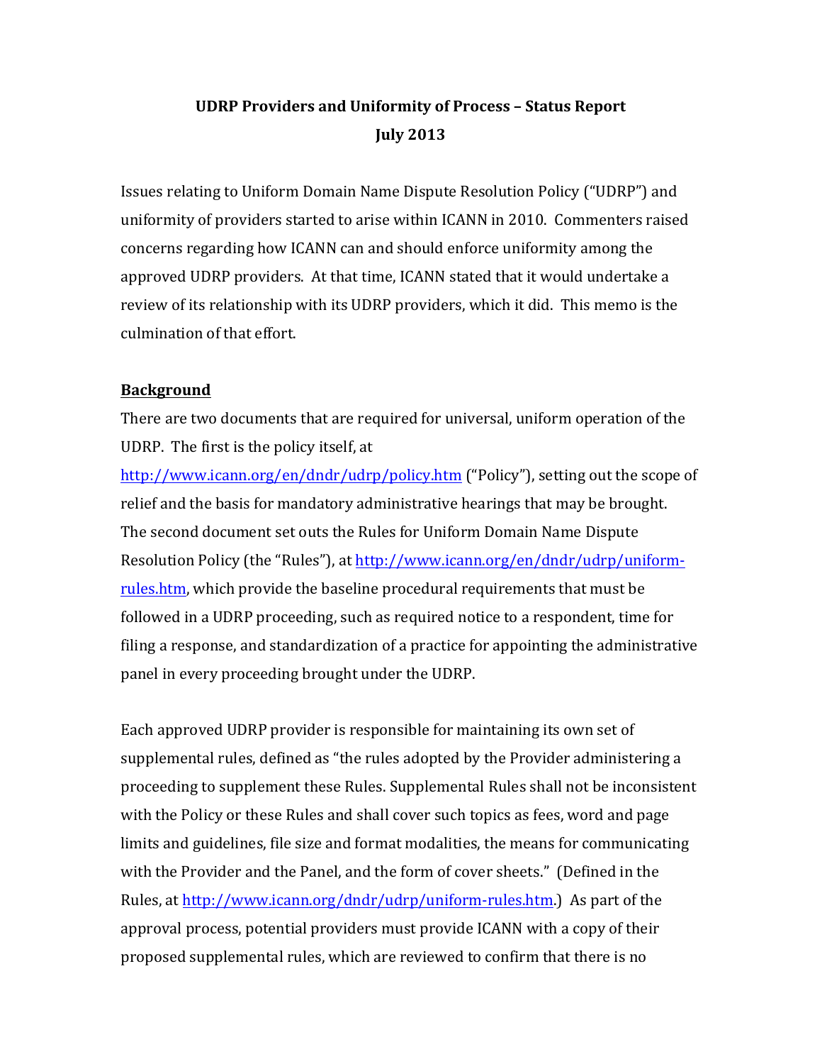# UDRP Providers and Uniformity of Process – Status Report
# July 2013

Issues relating to Uniform Domain Name Dispute Resolution Policy ("UDRP") and uniformity of providers started to arise within ICANN in 2010. Commenters raised concerns regarding how ICANN can and should enforce uniformity among the approved UDRP providers. At that time, ICANN stated that it would undertake a review of its relationship with its UDRP providers, which it did. This memo is the culmination of that effort.

## Background

There are two documents that are required for universal, uniform operation of the UDRP. The first is the policy itself, at [http://www.icann.org/en/dndr/udrp/policy.htm](http://www.icann.org/en/dndr/udrp/policy.htm) ("Policy"), setting out the scope of relief and the basis for mandatory administrative hearings that may be brought. The second document set outs the Rules for Uniform Domain Name Dispute Resolution Policy (the "Rules"), at [http://www.icann.org/en/dndr/udrp/uniform-rules.htm](http://www.icann.org/en/dndr/udrp/uniform-rules.htm), which provide the baseline procedural requirements that must be followed in a UDRP proceeding, such as required notice to a respondent, time for filing a response, and standardization of a practice for appointing the administrative panel in every proceeding brought under the UDRP.

Each approved UDRP provider is responsible for maintaining its own set of supplemental rules, defined as "the rules adopted by the Provider administering a proceeding to supplement these Rules. Supplemental Rules shall not be inconsistent with the Policy or these Rules and shall cover such topics as fees, word and page limits and guidelines, file size and format modalities, the means for communicating with the Provider and the Panel, and the form of cover sheets." (Defined in the Rules, at [http://www.icann.org/dndr/udrp/uniform-rules.htm](http://www.icann.org/dndr/udrp/uniform-rules.htm).) As part of the approval process, potential providers must provide ICANN with a copy of their proposed supplemental rules, which are reviewed to confirm that there is no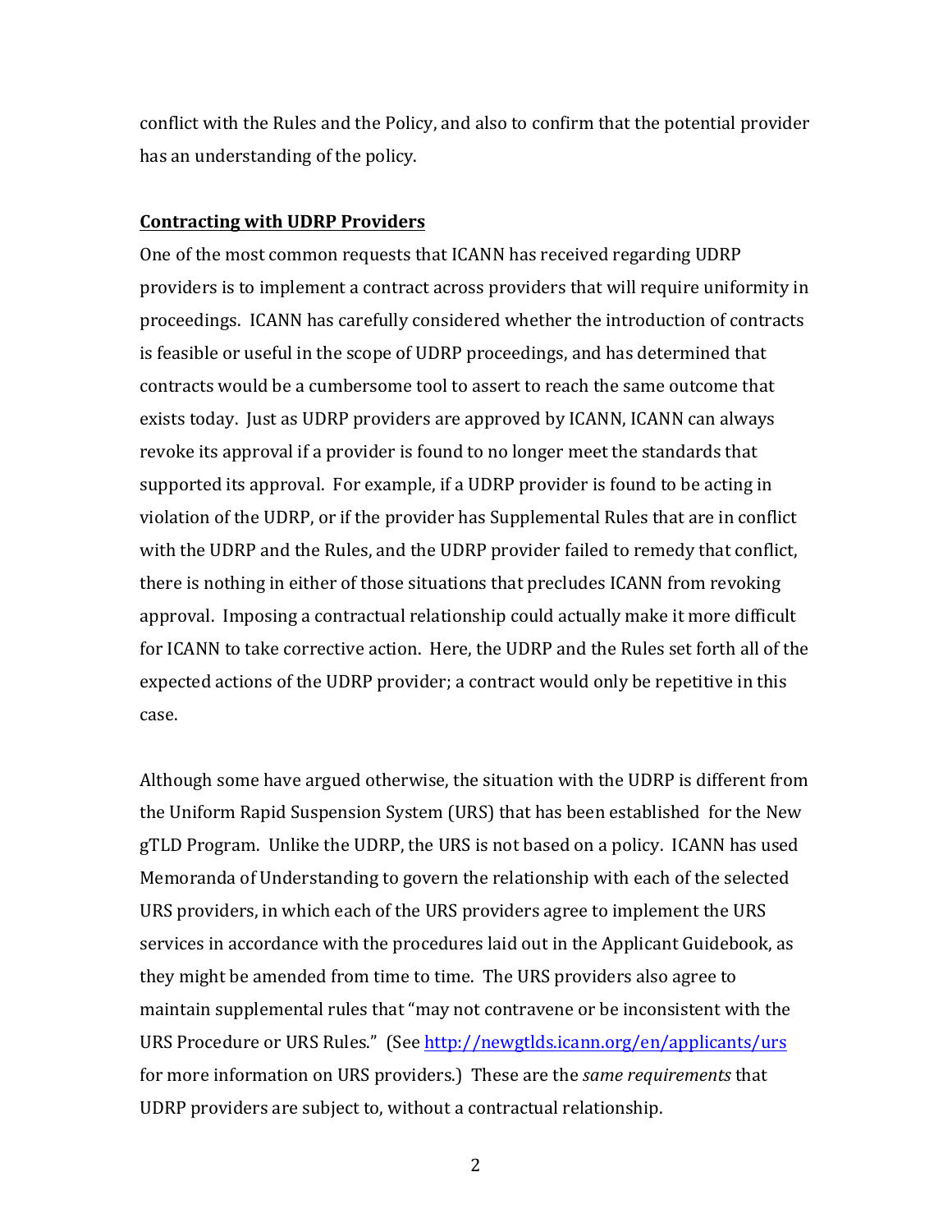conflict with the Rules and the Policy, and also to confirm that the potential provider has an understanding of the policy.

**Contracting with UDRP Providers**

One of the most common requests that ICANN has received regarding UDRP providers is to implement a contract across providers that will require uniformity in proceedings. ICANN has carefully considered whether the introduction of contracts is feasible or useful in the scope of UDRP proceedings, and has determined that contracts would be a cumbersome tool to assert to reach the same outcome that exists today. Just as UDRP providers are approved by ICANN, ICANN can always revoke its approval if a provider is found to no longer meet the standards that supported its approval. For example, if a UDRP provider is found to be acting in violation of the UDRP, or if the provider has Supplemental Rules that are in conflict with the UDRP and the Rules, and the UDRP provider failed to remedy that conflict, there is nothing in either of those situations that precludes ICANN from revoking approval. Imposing a contractual relationship could actually make it more difficult for ICANN to take corrective action. Here, the UDRP and the Rules set forth all of the expected actions of the UDRP provider; a contract would only be repetitive in this case.

Although some have argued otherwise, the situation with the UDRP is different from the Uniform Rapid Suspension System (URS) that has been established for the New gTLD Program. Unlike the UDRP, the URS is not based on a policy. ICANN has used Memoranda of Understanding to govern the relationship with each of the selected URS providers, in which each of the URS providers agree to implement the URS services in accordance with the procedures laid out in the Applicant Guidebook, as they might be amended from time to time. The URS providers also agree to maintain supplemental rules that "may not contravene or be inconsistent with the URS Procedure or URS Rules." (See http://newgtlds.icann.org/en/applicants/urs for more information on URS providers.) These are the *same requirements* that UDRP providers are subject to, without a contractual relationship.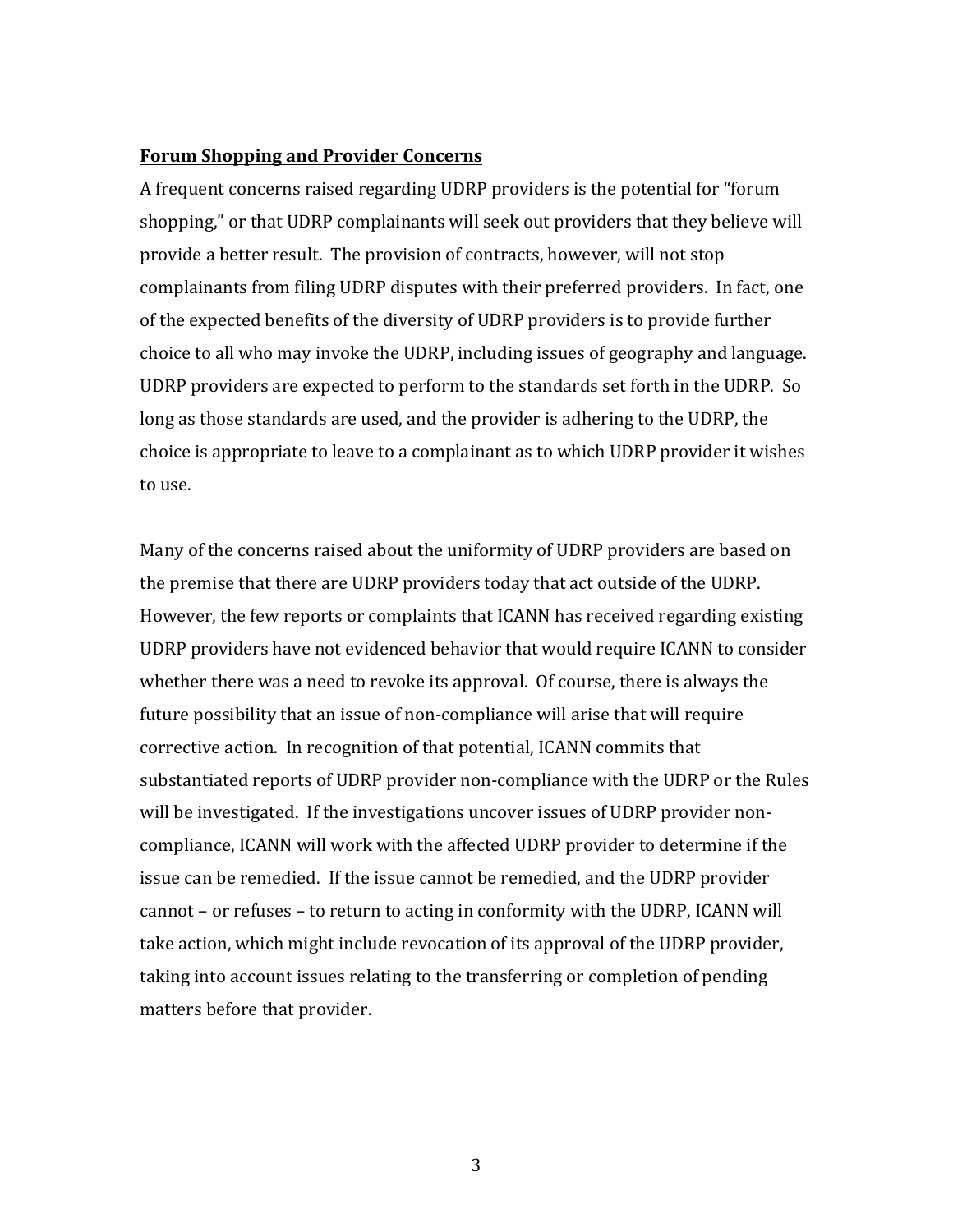**Forum Shopping and Provider Concerns**

A frequent concerns raised regarding UDRP providers is the potential for "forum shopping," or that UDRP complainants will seek out providers that they believe will provide a better result. The provision of contracts, however, will not stop complainants from filing UDRP disputes with their preferred providers. In fact, one of the expected benefits of the diversity of UDRP providers is to provide further choice to all who may invoke the UDRP, including issues of geography and language. UDRP providers are expected to perform to the standards set forth in the UDRP. So long as those standards are used, and the provider is adhering to the UDRP, the choice is appropriate to leave to a complainant as to which UDRP provider it wishes to use.

Many of the concerns raised about the uniformity of UDRP providers are based on the premise that there are UDRP providers today that act outside of the UDRP. However, the few reports or complaints that ICANN has received regarding existing UDRP providers have not evidenced behavior that would require ICANN to consider whether there was a need to revoke its approval. Of course, there is always the future possibility that an issue of non-compliance will arise that will require corrective action. In recognition of that potential, ICANN commits that substantiated reports of UDRP provider non-compliance with the UDRP or the Rules will be investigated. If the investigations uncover issues of UDRP provider non-compliance, ICANN will work with the affected UDRP provider to determine if the issue can be remedied. If the issue cannot be remedied, and the UDRP provider cannot – or refuses – to return to acting in conformity with the UDRP, ICANN will take action, which might include revocation of its approval of the UDRP provider, taking into account issues relating to the transferring or completion of pending matters before that provider.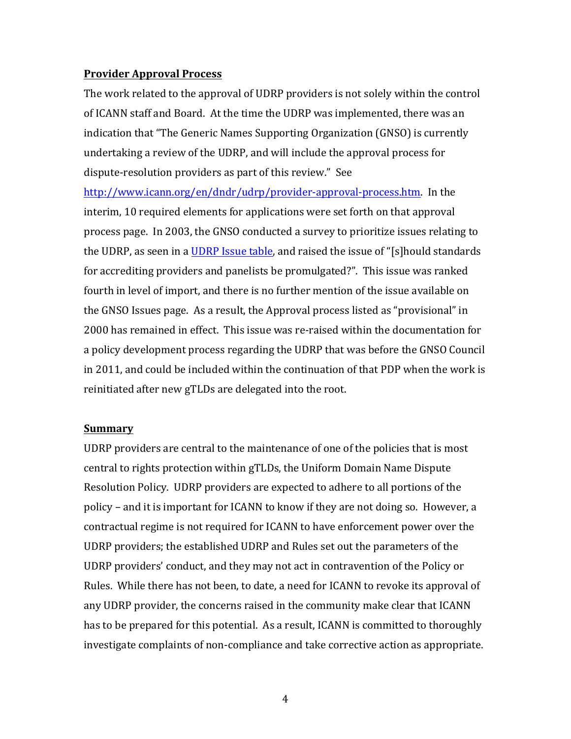**Provider Approval Process**

The work related to the approval of UDRP providers is not solely within the control of ICANN staff and Board. At the time the UDRP was implemented, there was an indication that "The Generic Names Supporting Organization (GNSO) is currently undertaking a review of the UDRP, and will include the approval process for dispute-resolution providers as part of this review." See [http://www.icann.org/en/dndr/udrp/provider-approval-process.htm](http://www.icann.org/en/dndr/udrp/provider-approval-process.htm). In the interim, 10 required elements for applications were set forth on that approval process page. In 2003, the GNSO conducted a survey to prioritize issues relating to the UDRP, as seen in a [UDRP Issue table](), and raised the issue of "[s]hould standards for accrediting providers and panelists be promulgated?". This issue was ranked fourth in level of import, and there is no further mention of the issue available on the GNSO Issues page. As a result, the Approval process listed as "provisional" in 2000 has remained in effect. This issue was re-raised within the documentation for a policy development process regarding the UDRP that was before the GNSO Council in 2011, and could be included within the continuation of that PDP when the work is reinitiated after new gTLDs are delegated into the root.

**Summary**

UDRP providers are central to the maintenance of one of the policies that is most central to rights protection within gTLDs, the Uniform Domain Name Dispute Resolution Policy. UDRP providers are expected to adhere to all portions of the policy – and it is important for ICANN to know if they are not doing so. However, a contractual regime is not required for ICANN to have enforcement power over the UDRP providers; the established UDRP and Rules set out the parameters of the UDRP providers' conduct, and they may not act in contravention of the Policy or Rules. While there has not been, to date, a need for ICANN to revoke its approval of any UDRP provider, the concerns raised in the community make clear that ICANN has to be prepared for this potential. As a result, ICANN is committed to thoroughly investigate complaints of non-compliance and take corrective action as appropriate.